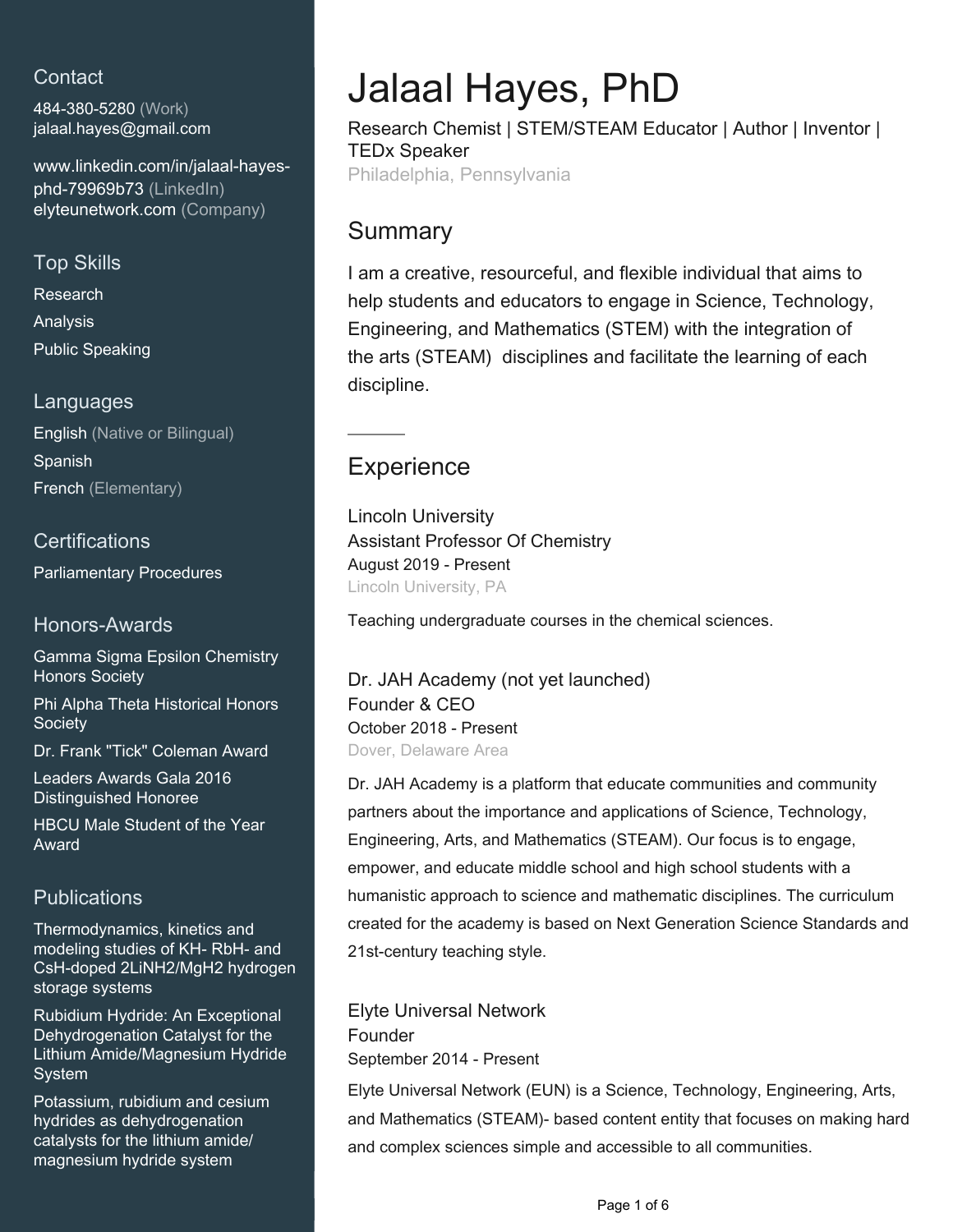## Contact

484-380-5280 (Work)
jalaal.hayes@gmail.com

www.linkedin.com/in/jalaal-hayes-phd-79969b73 (LinkedIn)
elyteunetwork.com (Company)

## Top Skills

Research
Analysis
Public Speaking

## Languages

English (Native or Bilingual)
Spanish
French (Elementary)

## Certifications

Parliamentary Procedures

## Honors-Awards

Gamma Sigma Epsilon Chemistry Honors Society
Phi Alpha Theta Historical Honors Society
Dr. Frank "Tick" Coleman Award
Leaders Awards Gala 2016 Distinguished Honoree
HBCU Male Student of the Year Award

## Publications

Thermodynamics, kinetics and modeling studies of KH- RbH- and CsH-doped $2LiNH_2/MgH_2$ hydrogen storage systems

Rubidium Hydride: An Exceptional Dehydrogenation Catalyst for the Lithium Amide/Magnesium Hydride System

Potassium, rubidium and cesium hydrides as dehydrogenation catalysts for the lithium amide/ magnesium hydride system

# Jalaal Hayes, PhD

Research Chemist | STEM/STEAM Educator | Author | Inventor | TEDx Speaker
Philadelphia, Pennsylvania

## Summary

I am a creative, resourceful, and flexible individual that aims to help students and educators to engage in Science, Technology, Engineering, and Mathematics (STEM) with the integration of the arts (STEAM) disciplines and facilitate the learning of each discipline.

## Experience

### Lincoln University
Assistant Professor Of Chemistry
August 2019 - Present
Lincoln University, PA

Teaching undergraduate courses in the chemical sciences.

### Dr. JAH Academy (not yet launched)
Founder & CEO
October 2018 - Present
Dover, Delaware Area

Dr. JAH Academy is a platform that educate communities and community partners about the importance and applications of Science, Technology, Engineering, Arts, and Mathematics (STEAM). Our focus is to engage, empower, and educate middle school and high school students with a humanistic approach to science and mathematic disciplines. The curriculum created for the academy is based on Next Generation Science Standards and 21st-century teaching style.

### Elyte Universal Network
Founder
September 2014 - Present

Elyte Universal Network (EUN) is a Science, Technology, Engineering, Arts, and Mathematics (STEAM)- based content entity that focuses on making hard and complex sciences simple and accessible to all communities.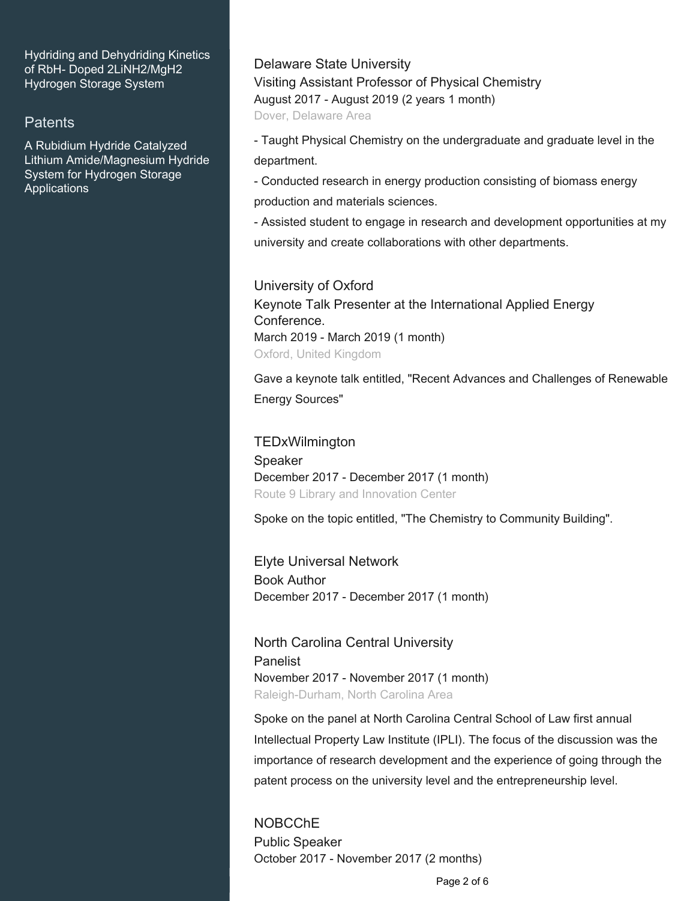Hydriding and Dehydriding Kinetics of RbH- Doped $2LiNH_2/MgH_2$ Hydrogen Storage System

## Patents

A Rubidium Hydride Catalyzed Lithium Amide/Magnesium Hydride System for Hydrogen Storage Applications

### Delaware State University

Visiting Assistant Professor of Physical Chemistry
August 2017 - August 2019 (2 years 1 month)
Dover, Delaware Area

- Taught Physical Chemistry on the undergraduate and graduate level in the department.
- Conducted research in energy production consisting of biomass energy production and materials sciences.
- Assisted student to engage in research and development opportunities at my university and create collaborations with other departments.

### University of Oxford

Keynote Talk Presenter at the International Applied Energy Conference.
March 2019 - March 2019 (1 month)
Oxford, United Kingdom

Gave a keynote talk entitled, "Recent Advances and Challenges of Renewable Energy Sources"

### TEDxWilmington

Speaker
December 2017 - December 2017 (1 month)
Route 9 Library and Innovation Center

Spoke on the topic entitled, "The Chemistry to Community Building".

### Elyte Universal Network

Book Author
December 2017 - December 2017 (1 month)

### North Carolina Central University

Panelist
November 2017 - November 2017 (1 month)
Raleigh-Durham, North Carolina Area

Spoke on the panel at North Carolina Central School of Law first annual Intellectual Property Law Institute (IPLI). The focus of the discussion was the importance of research development and the experience of going through the patent process on the university level and the entrepreneurship level.

### NOBCChE

Public Speaker
October 2017 - November 2017 (2 months)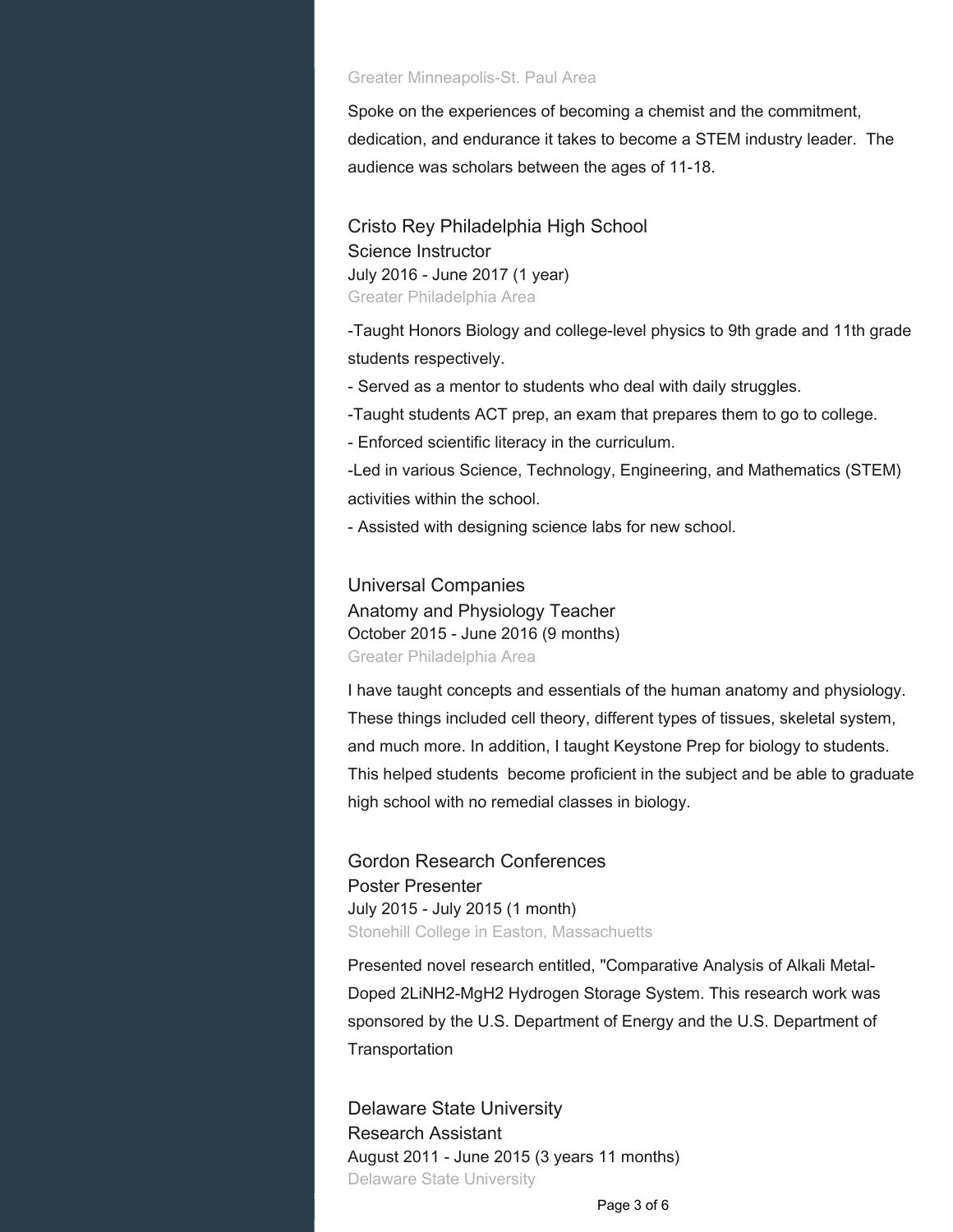Greater Minneapolis-St. Paul Area

Spoke on the experiences of becoming a chemist and the commitment, dedication, and endurance it takes to become a STEM industry leader.  The audience was scholars between the ages of 11-18.

### Cristo Rey Philadelphia High School

Science Instructor
July 2016 - June 2017 (1 year)
Greater Philadelphia Area

-Taught Honors Biology and college-level physics to 9th grade and 11th grade students respectively.
- Served as a mentor to students who deal with daily struggles.
-Taught students ACT prep, an exam that prepares them to go to college.
- Enforced scientific literacy in the curriculum.
-Led in various Science, Technology, Engineering, and Mathematics (STEM) activities within the school.
- Assisted with designing science labs for new school.

### Universal Companies

Anatomy and Physiology Teacher
October 2015 - June 2016 (9 months)
Greater Philadelphia Area

I have taught concepts and essentials of the human anatomy and physiology. These things included cell theory, different types of tissues, skeletal system, and much more. In addition, I taught Keystone Prep for biology to students. This helped students  become proficient in the subject and be able to graduate high school with no remedial classes in biology.

### Gordon Research Conferences

Poster Presenter
July 2015 - July 2015 (1 month)
Stonehill College in Easton, Massachuetts

Presented novel research entitled, "Comparative Analysis of Alkali Metal-Doped $2LiNH_2$-$MgH_2$ Hydrogen Storage System. This research work was sponsored by the U.S. Department of Energy and the U.S. Department of Transportation

### Delaware State University

Research Assistant
August 2011 - June 2015 (3 years 11 months)
Delaware State University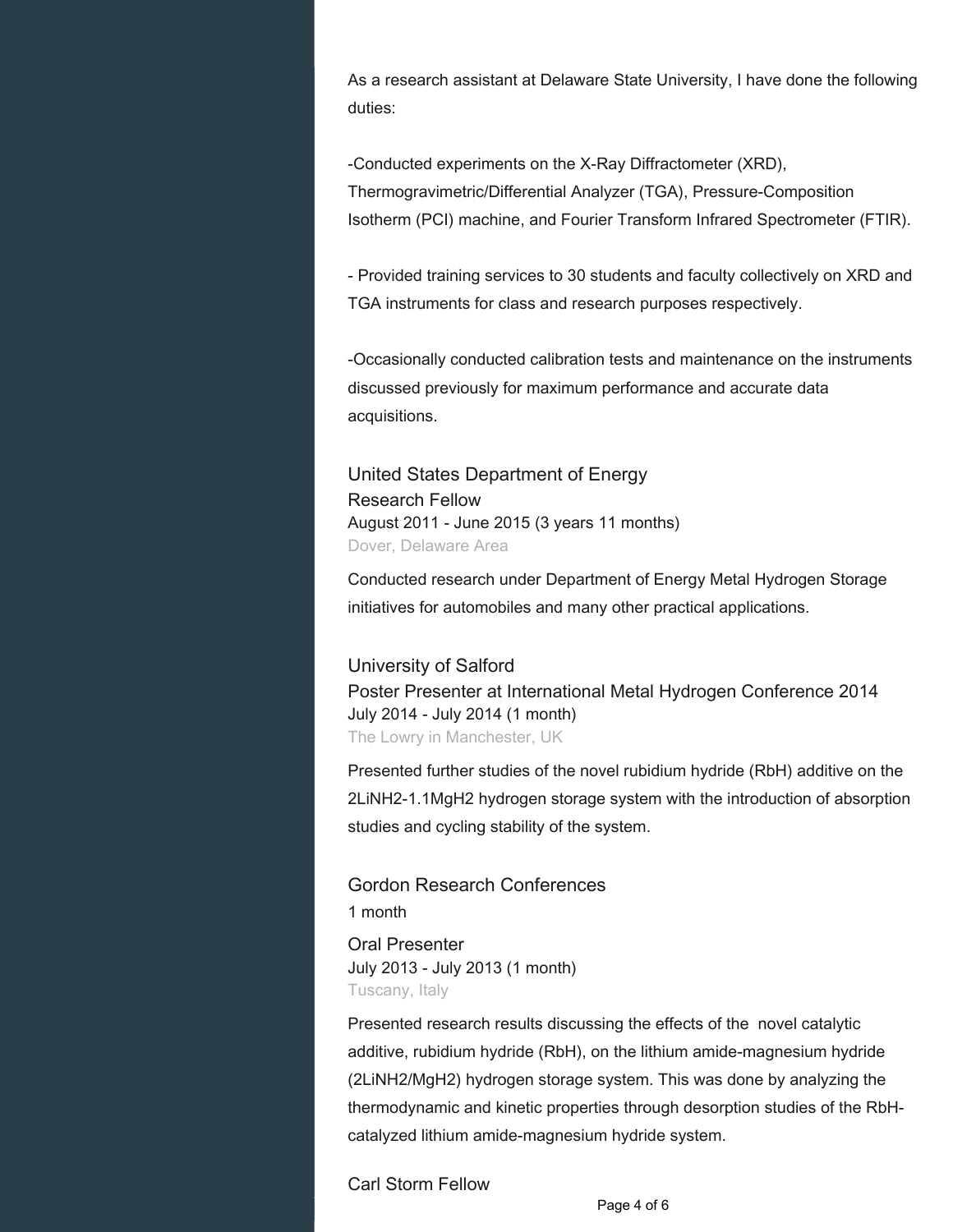As a research assistant at Delaware State University, I have done the following duties:

-Conducted experiments on the X-Ray Diffractometer (XRD), Thermogravimetric/Differential Analyzer (TGA), Pressure-Composition Isotherm (PCI) machine, and Fourier Transform Infrared Spectrometer (FTIR).

- Provided training services to 30 students and faculty collectively on XRD and TGA instruments for class and research purposes respectively.

-Occasionally conducted calibration tests and maintenance on the instruments discussed previously for maximum performance and accurate data acquisitions.

### United States Department of Energy
Research Fellow
August 2011 - June 2015 (3 years 11 months)
Dover, Delaware Area

Conducted research under Department of Energy Metal Hydrogen Storage initiatives for automobiles and many other practical applications.

### University of Salford
Poster Presenter at International Metal Hydrogen Conference 2014
July 2014 - July 2014 (1 month)
The Lowry in Manchester, UK

Presented further studies of the novel rubidium hydride (RbH) additive on the $2LiNH_2$-$1.1MgH_2$ hydrogen storage system with the introduction of absorption studies and cycling stability of the system.

### Gordon Research Conferences
1 month

Oral Presenter
July 2013 - July 2013 (1 month)
Tuscany, Italy

Presented research results discussing the effects of the novel catalytic additive, rubidium hydride (RbH), on the lithium amide-magnesium hydride ($2LiNH_2/MgH_2$) hydrogen storage system. This was done by analyzing the thermodynamic and kinetic properties through desorption studies of the RbH-catalyzed lithium amide-magnesium hydride system.

Carl Storm Fellow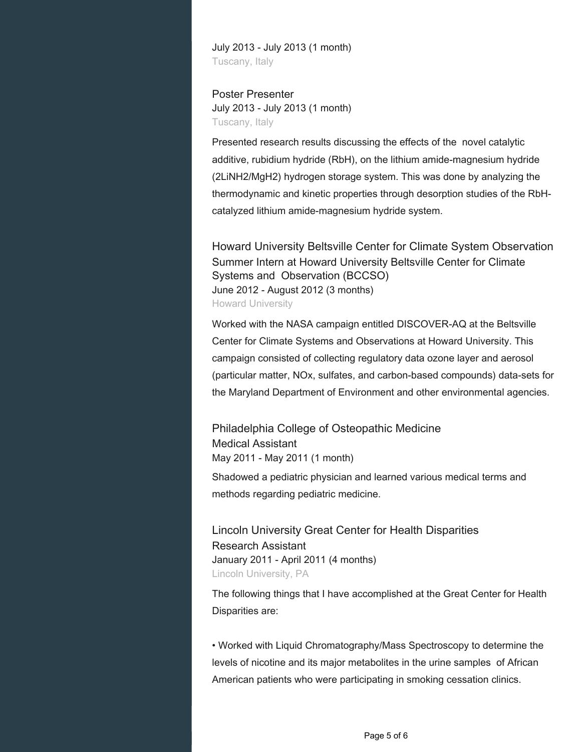July 2013 - July 2013 (1 month)
Tuscany, Italy

Poster Presenter
July 2013 - July 2013 (1 month)
Tuscany, Italy

Presented research results discussing the effects of the novel catalytic additive, rubidium hydride (RbH), on the lithium amide-magnesium hydride ($2LiNH_2/MgH_2$) hydrogen storage system. This was done by analyzing the thermodynamic and kinetic properties through desorption studies of the RbH-catalyzed lithium amide-magnesium hydride system.

### Howard University Beltsville Center for Climate System Observation

Summer Intern at Howard University Beltsville Center for Climate Systems and Observation (BCCSO)
June 2012 - August 2012 (3 months)
Howard University

Worked with the NASA campaign entitled DISCOVER-AQ at the Beltsville Center for Climate Systems and Observations at Howard University. This campaign consisted of collecting regulatory data ozone layer and aerosol (particular matter, $NO_x$, sulfates, and carbon-based compounds) data-sets for the Maryland Department of Environment and other environmental agencies.

### Philadelphia College of Osteopathic Medicine

Medical Assistant
May 2011 - May 2011 (1 month)

Shadowed a pediatric physician and learned various medical terms and methods regarding pediatric medicine.

### Lincoln University Great Center for Health Disparities

Research Assistant
January 2011 - April 2011 (4 months)
Lincoln University, PA

The following things that I have accomplished at the Great Center for Health Disparities are:

• Worked with Liquid Chromatography/Mass Spectroscopy to determine the levels of nicotine and its major metabolites in the urine samples of African American patients who were participating in smoking cessation clinics.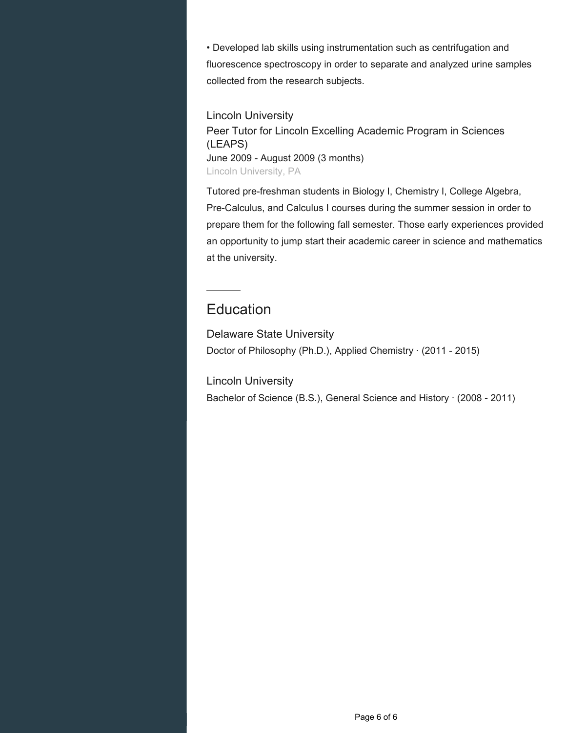• Developed lab skills using instrumentation such as centrifugation and fluorescence spectroscopy in order to separate and analyzed urine samples collected from the research subjects.

### Lincoln University

Peer Tutor for Lincoln Excelling Academic Program in Sciences (LEAPS)

June 2009 - August 2009 (3 months)

Lincoln University, PA

Tutored pre-freshman students in Biology I, Chemistry I, College Algebra, Pre-Calculus, and Calculus I courses during the summer session in order to prepare them for the following fall semester. Those early experiences provided an opportunity to jump start their academic career in science and mathematics at the university.

## Education

### Delaware State University

Doctor of Philosophy (Ph.D.), Applied Chemistry · (2011 - 2015)

### Lincoln University

Bachelor of Science (B.S.), General Science and History · (2008 - 2011)